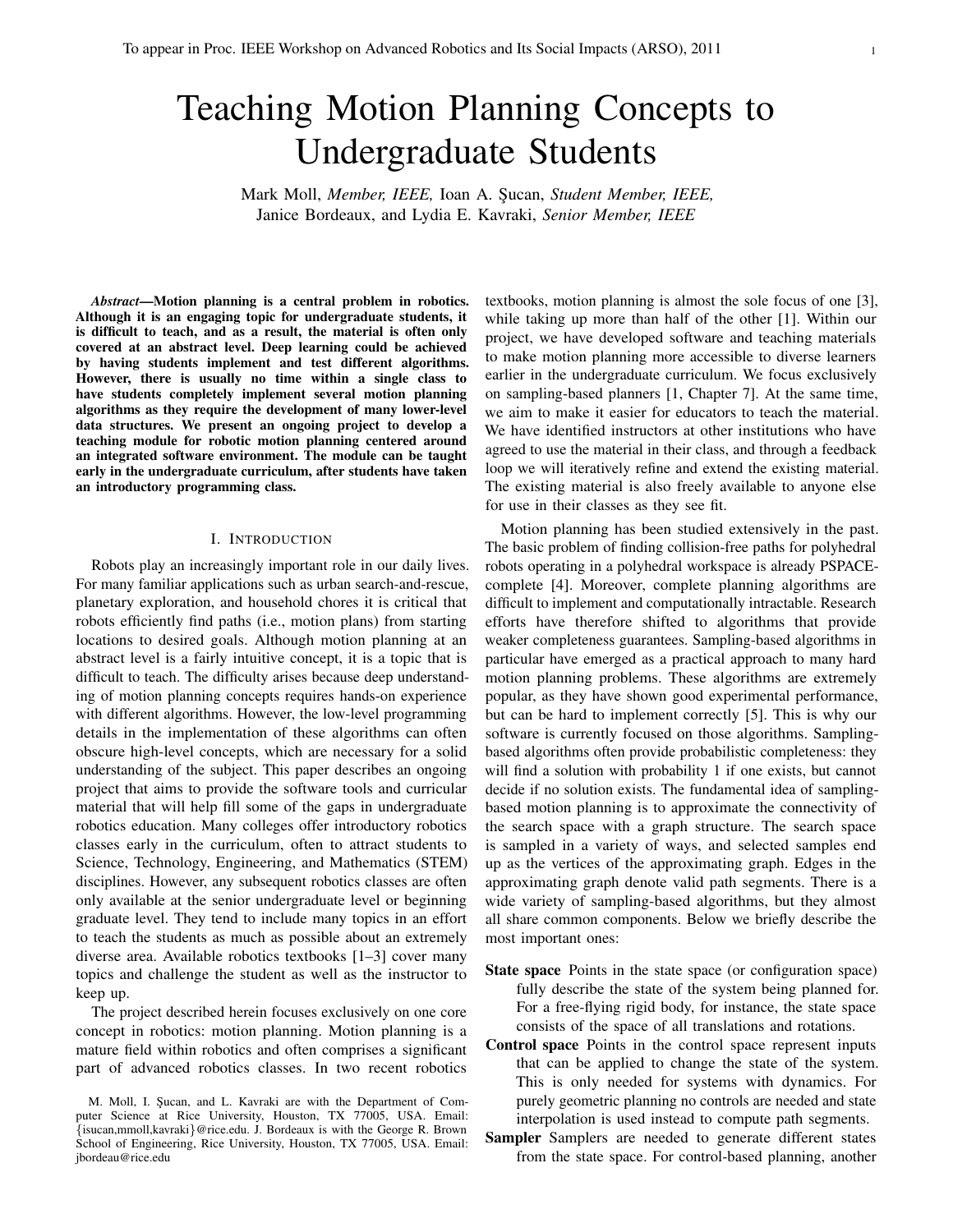# Teaching Motion Planning Concepts to Undergraduate Students

Mark Moll, *Member, IEEE,* Ioan A. Şucan, *Student Member, IEEE,* Janice Bordeaux, and Lydia E. Kavraki, *Senior Member, IEEE*

***Abstract*—Motion planning is a central problem in robotics. Although it is an engaging topic for undergraduate students, it is difficult to teach, and as a result, the material is often only covered at an abstract level. Deep learning could be achieved by having students implement and test different algorithms. However, there is usually no time within a single class to have students completely implement several motion planning algorithms as they require the development of many lower-level data structures. We present an ongoing project to develop a teaching module for robotic motion planning centered around an integrated software environment. The module can be taught early in the undergraduate curriculum, after students have taken an introductory programming class.**

## I. Introduction

Robots play an increasingly important role in our daily lives. For many familiar applications such as urban search-and-rescue, planetary exploration, and household chores it is critical that robots efficiently find paths (i.e., motion plans) from starting locations to desired goals. Although motion planning at an abstract level is a fairly intuitive concept, it is a topic that is difficult to teach. The difficulty arises because deep understanding of motion planning concepts requires hands-on experience with different algorithms. However, the low-level programming details in the implementation of these algorithms can often obscure high-level concepts, which are necessary for a solid understanding of the subject. This paper describes an ongoing project that aims to provide the software tools and curricular material that will help fill some of the gaps in undergraduate robotics education. Many colleges offer introductory robotics classes early in the curriculum, often to attract students to Science, Technology, Engineering, and Mathematics (STEM) disciplines. However, any subsequent robotics classes are often only available at the senior undergraduate level or beginning graduate level. They tend to include many topics in an effort to teach the students as much as possible about an extremely diverse area. Available robotics textbooks [1–3] cover many topics and challenge the student as well as the instructor to keep up.

The project described herein focuses exclusively on one core concept in robotics: motion planning. Motion planning is a mature field within robotics and often comprises a significant part of advanced robotics classes. In two recent robotics textbooks, motion planning is almost the sole focus of one [3], while taking up more than half of the other [1]. Within our project, we have developed software and teaching materials to make motion planning more accessible to diverse learners earlier in the undergraduate curriculum. We focus exclusively on sampling-based planners [1, Chapter 7]. At the same time, we aim to make it easier for educators to teach the material. We have identified instructors at other institutions who have agreed to use the material in their class, and through a feedback loop we will iteratively refine and extend the existing material. The existing material is also freely available to anyone else for use in their classes as they see fit.

Motion planning has been studied extensively in the past. The basic problem of finding collision-free paths for polyhedral robots operating in a polyhedral workspace is already PSPACE-complete [4]. Moreover, complete planning algorithms are difficult to implement and computationally intractable. Research efforts have therefore shifted to algorithms that provide weaker completeness guarantees. Sampling-based algorithms in particular have emerged as a practical approach to many hard motion planning problems. These algorithms are extremely popular, as they have shown good experimental performance, but can be hard to implement correctly [5]. This is why our software is currently focused on those algorithms. Sampling-based algorithms often provide probabilistic completeness: they will find a solution with probability 1 if one exists, but cannot decide if no solution exists. The fundamental idea of sampling-based motion planning is to approximate the connectivity of the search space with a graph structure. The search space is sampled in a variety of ways, and selected samples end up as the vertices of the approximating graph. Edges in the approximating graph denote valid path segments. There is a wide variety of sampling-based algorithms, but they almost all share common components. Below we briefly describe the most important ones:

**State space** Points in the state space (or configuration space) fully describe the state of the system being planned for. For a free-flying rigid body, for instance, the state space consists of the space of all translations and rotations.

**Control space** Points in the control space represent inputs that can be applied to change the state of the system. This is only needed for systems with dynamics. For purely geometric planning no controls are needed and state interpolation is used instead to compute path segments.

**Sampler** Samplers are needed to generate different states from the state space. For control-based planning, another

M. Moll, I. Şucan, and L. Kavraki are with the Department of Computer Science at Rice University, Houston, TX 77005, USA. Email: {isucan,mmoll,kavraki}@rice.edu. J. Bordeaux is with the George R. Brown School of Engineering, Rice University, Houston, TX 77005, USA. Email: jbordeau@rice.edu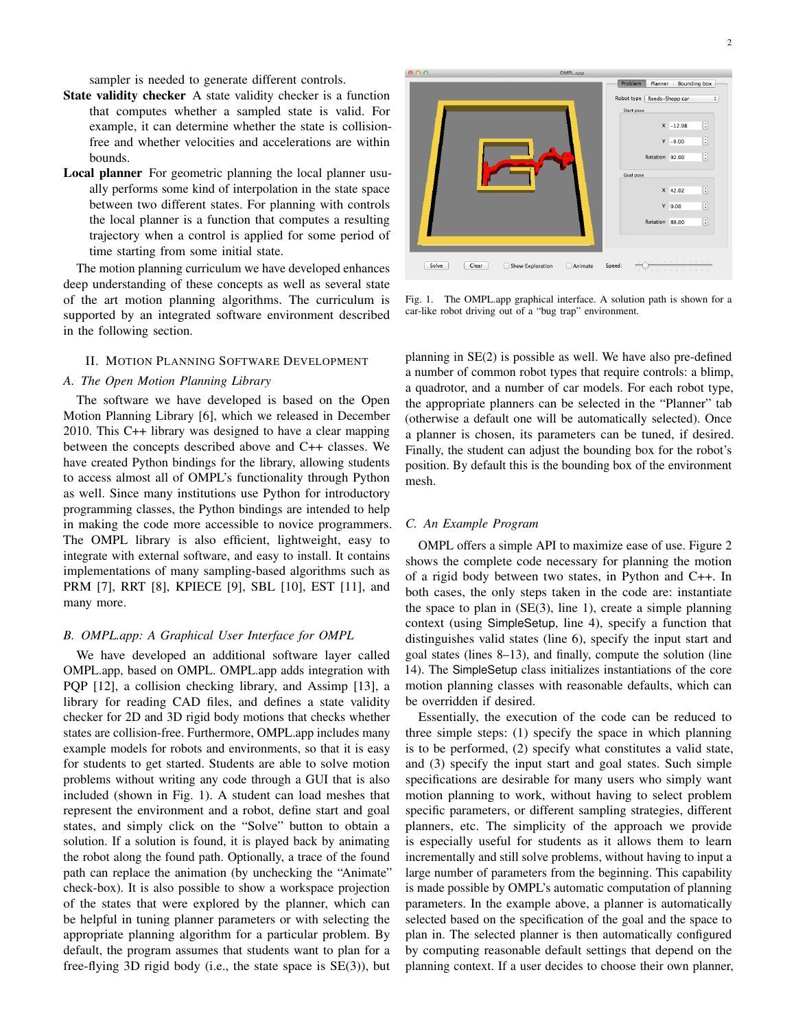sampler is needed to generate different controls.

**State validity checker** A state validity checker is a function that computes whether a sampled state is valid. For example, it can determine whether the state is collision-free and whether velocities and accelerations are within bounds.

**Local planner** For geometric planning the local planner usually performs some kind of interpolation in the state space between two different states. For planning with controls the local planner is a function that computes a resulting trajectory when a control is applied for some period of time starting from some initial state.

The motion planning curriculum we have developed enhances deep understanding of these concepts as well as several state of the art motion planning algorithms. The curriculum is supported by an integrated software environment described in the following section.

## II. Motion Planning Software Development

### A. The Open Motion Planning Library

The software we have developed is based on the Open Motion Planning Library [6], which we released in December 2010. This C++ library was designed to have a clear mapping between the concepts described above and C++ classes. We have created Python bindings for the library, allowing students to access almost all of OMPL's functionality through Python as well. Since many institutions use Python for introductory programming classes, the Python bindings are intended to help in making the code more accessible to novice programmers. The OMPL library is also efficient, lightweight, easy to integrate with external software, and easy to install. It contains implementations of many sampling-based algorithms such as PRM [7], RRT [8], KPIECE [9], SBL [10], EST [11], and many more.

### B. OMPL.app: A Graphical User Interface for OMPL

We have developed an additional software layer called OMPL.app, based on OMPL. OMPL.app adds integration with PQP [12], a collision checking library, and Assimp [13], a library for reading CAD files, and defines a state validity checker for 2D and 3D rigid body motions that checks whether states are collision-free. Furthermore, OMPL.app includes many example models for robots and environments, so that it is easy for students to get started. Students are able to solve motion problems without writing any code through a GUI that is also included (shown in Fig. 1). A student can load meshes that represent the environment and a robot, define start and goal states, and simply click on the "Solve" button to obtain a solution. If a solution is found, it is played back by animating the robot along the found path. Optionally, a trace of the found path can replace the animation (by unchecking the "Animate" check-box). It is also possible to show a workspace projection of the states that were explored by the planner, which can be helpful in tuning planner parameters or with selecting the appropriate planning algorithm for a particular problem. By default, the program assumes that students want to plan for a free-flying 3D rigid body (i.e., the state space is SE(3)), but planning in SE(2) is possible as well. We have also pre-defined a number of common robot types that require controls: a blimp, a quadrotor, and a number of car models. For each robot type, the appropriate planners can be selected in the "Planner" tab (otherwise a default one will be automatically selected). Once a planner is chosen, its parameters can be tuned, if desired. Finally, the student can adjust the bounding box for the robot's position. By default this is the bounding box of the environment mesh.

Fig. 1. The OMPL.app graphical interface. A solution path is shown for a car-like robot driving out of a "bug trap" environment.

### C. An Example Program

OMPL offers a simple API to maximize ease of use. Figure 2 shows the complete code necessary for planning the motion of a rigid body between two states, in Python and C++. In both cases, the only steps taken in the code are: instantiate the space to plan in (SE(3), line 1), create a simple planning context (using SimpleSetup, line 4), specify a function that distinguishes valid states (line 6), specify the input start and goal states (lines 8–13), and finally, compute the solution (line 14). The SimpleSetup class initializes instantiations of the core motion planning classes with reasonable defaults, which can be overridden if desired.

Essentially, the execution of the code can be reduced to three simple steps: (1) specify the space in which planning is to be performed, (2) specify what constitutes a valid state, and (3) specify the input start and goal states. Such simple specifications are desirable for many users who simply want motion planning to work, without having to select problem specific parameters, or different sampling strategies, different planners, etc. The simplicity of the approach we provide is especially useful for students as it allows them to learn incrementally and still solve problems, without having to input a large number of parameters from the beginning. This capability is made possible by OMPL's automatic computation of planning parameters. In the example above, a planner is automatically selected based on the specification of the goal and the space to plan in. The selected planner is then automatically configured by computing reasonable default settings that depend on the planning context. If a user decides to choose their own planner,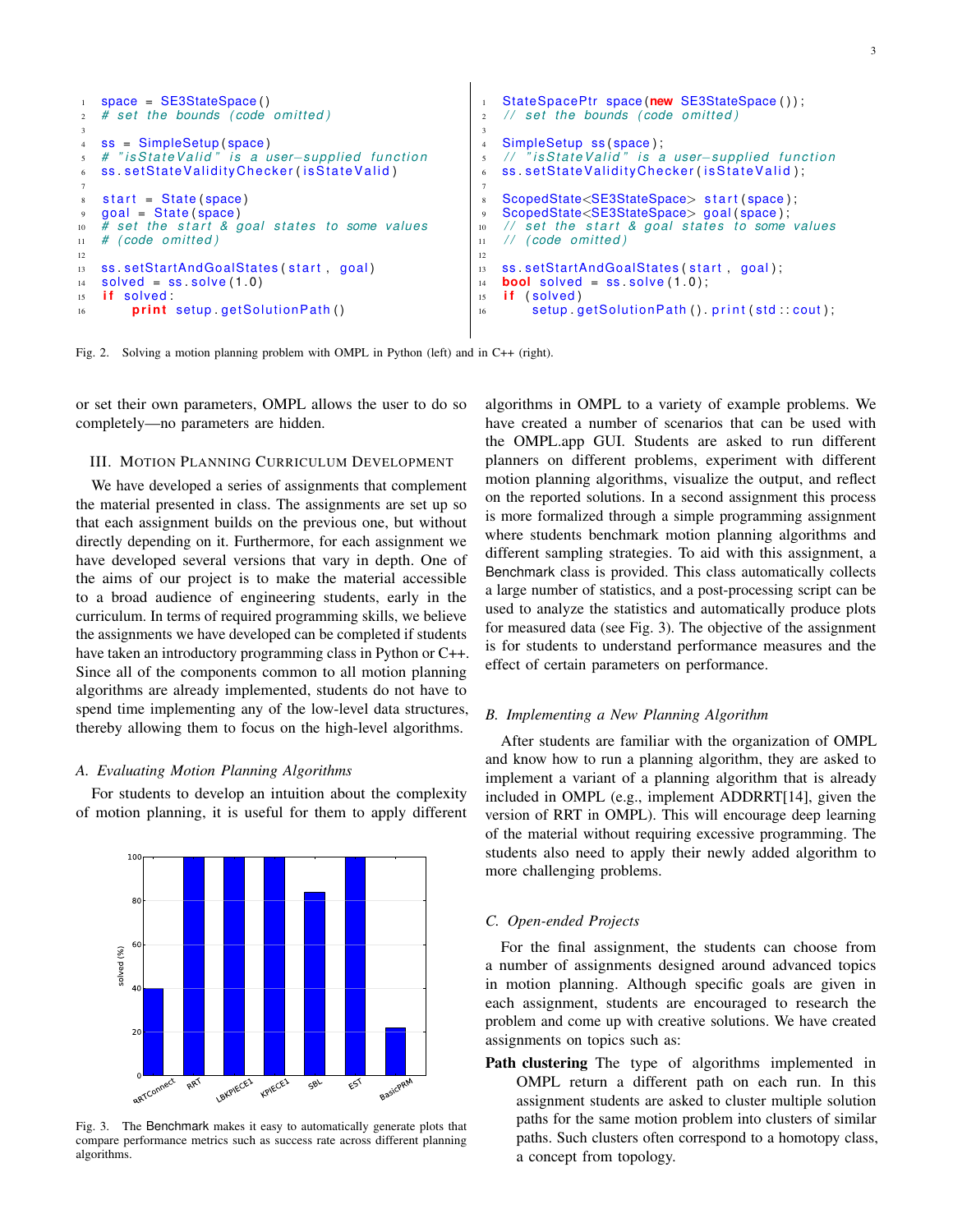```python
space = SE3StateSpace()
# set the bounds (code omitted)

ss = SimpleSetup(space)
# "isStateValid" is a user-supplied function
ss.setStateValidityChecker(isStateValid)

start = State(space)
goal = State(space)
# set the start & goal states to some values
# (code omitted)

ss.setStartAndGoalStates(start, goal)
solved = ss.solve(1.0)
if solved:
    print setup.getSolutionPath()
```

```cpp
StateSpacePtr space(new SE3StateSpace());
// set the bounds (code omitted)

SimpleSetup ss(space);
// "isStateValid" is a user-supplied function
ss.setStateValidityChecker(isStateValid);

ScopedState<SE3StateSpace> start(space);
ScopedState<SE3StateSpace> goal(space);
// set the start & goal states to some values
// (code omitted)

ss.setStartAndGoalStates(start, goal);
bool solved = ss.solve(1.0);
if (solved)
    setup.getSolutionPath().print(std::cout);
```

Fig. 2. Solving a motion planning problem with OMPL in Python (left) and in C++ (right).

or set their own parameters, OMPL allows the user to do so completely—no parameters are hidden.

## III. Motion Planning Curriculum Development

We have developed a series of assignments that complement the material presented in class. The assignments are set up so that each assignment builds on the previous one, but without directly depending on it. Furthermore, for each assignment we have developed several versions that vary in depth. One of the aims of our project is to make the material accessible to a broad audience of engineering students, early in the curriculum. In terms of required programming skills, we believe the assignments we have developed can be completed if students have taken an introductory programming class in Python or C++. Since all of the components common to all motion planning algorithms are already implemented, students do not have to spend time implementing any of the low-level data structures, thereby allowing them to focus on the high-level algorithms.

### *A. Evaluating Motion Planning Algorithms*

For students to develop an intuition about the complexity of motion planning, it is useful for them to apply different algorithms in OMPL to a variety of example problems. We have created a number of scenarios that can be used with the OMPL.app GUI. Students are asked to run different planners on different problems, experiment with different motion planning algorithms, visualize the output, and reflect on the reported solutions. In a second assignment this process is more formalized through a simple programming assignment where students benchmark motion planning algorithms and different sampling strategies. To aid with this assignment, a Benchmark class is provided. This class automatically collects a large number of statistics, and a post-processing script can be used to analyze the statistics and automatically produce plots for measured data (see Fig. 3). The objective of the assignment is for students to understand performance measures and the effect of certain parameters on performance.

Fig. 3. The Benchmark makes it easy to automatically generate plots that compare performance metrics such as success rate across different planning algorithms.

### *B. Implementing a New Planning Algorithm*

After students are familiar with the organization of OMPL and know how to run a planning algorithm, they are asked to implement a variant of a planning algorithm that is already included in OMPL (e.g., implement ADDRRT[14], given the version of RRT in OMPL). This will encourage deep learning of the material without requiring excessive programming. The students also need to apply their newly added algorithm to more challenging problems.

### *C. Open-ended Projects*

For the final assignment, the students can choose from a number of assignments designed around advanced topics in motion planning. Although specific goals are given in each assignment, students are encouraged to research the problem and come up with creative solutions. We have created assignments on topics such as:

**Path clustering** The type of algorithms implemented in OMPL return a different path on each run. In this assignment students are asked to cluster multiple solution paths for the same motion problem into clusters of similar paths. Such clusters often correspond to a homotopy class, a concept from topology.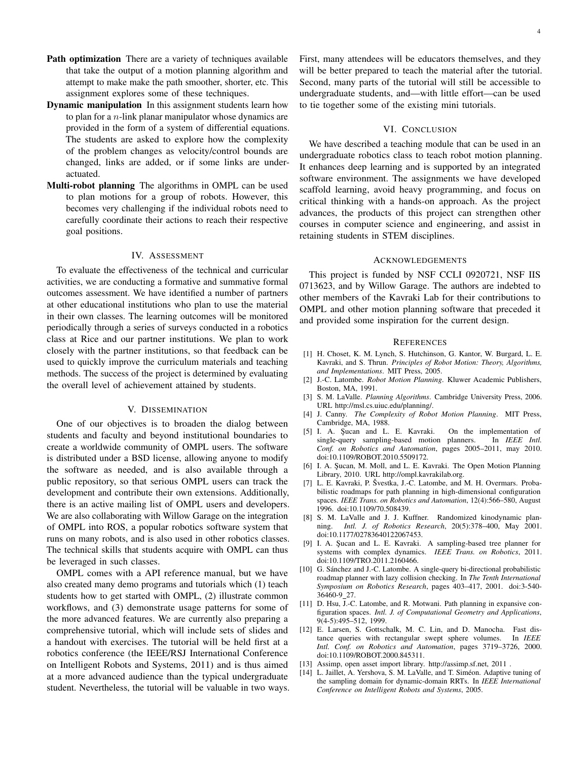**Path optimization** There are a variety of techniques available that take the output of a motion planning algorithm and attempt to make make the path smoother, shorter, etc. This assignment explores some of these techniques.

**Dynamic manipulation** In this assignment students learn how to plan for a $n$-link planar manipulator whose dynamics are provided in the form of a system of differential equations. The students are asked to explore how the complexity of the problem changes as velocity/control bounds are changed, links are added, or if some links are under-actuated.

**Multi-robot planning** The algorithms in OMPL can be used to plan motions for a group of robots. However, this becomes very challenging if the individual robots need to carefully coordinate their actions to reach their respective goal positions.

## IV. Assessment

To evaluate the effectiveness of the technical and curricular activities, we are conducting a formative and summative formal outcomes assessment. We have identified a number of partners at other educational institutions who plan to use the material in their own classes. The learning outcomes will be monitored periodically through a series of surveys conducted in a robotics class at Rice and our partner institutions. We plan to work closely with the partner institutions, so that feedback can be used to quickly improve the curriculum materials and teaching methods. The success of the project is determined by evaluating the overall level of achievement attained by students.

## V. Dissemination

One of our objectives is to broaden the dialog between students and faculty and beyond institutional boundaries to create a worldwide community of OMPL users. The software is distributed under a BSD license, allowing anyone to modify the software as needed, and is also available through a public repository, so that serious OMPL users can track the development and contribute their own extensions. Additionally, there is an active mailing list of OMPL users and developers. We are also collaborating with Willow Garage on the integration of OMPL into ROS, a popular robotics software system that runs on many robots, and is also used in other robotics classes. The technical skills that students acquire with OMPL can thus be leveraged in such classes.

OMPL comes with a API reference manual, but we have also created many demo programs and tutorials which (1) teach students how to get started with OMPL, (2) illustrate common workflows, and (3) demonstrate usage patterns for some of the more advanced features. We are currently also preparing a comprehensive tutorial, which will include sets of slides and a handout with exercises. The tutorial will be held first at a robotics conference (the IEEE/RSJ International Conference on Intelligent Robots and Systems, 2011) and is thus aimed at a more advanced audience than the typical undergraduate student. Nevertheless, the tutorial will be valuable in two ways. First, many attendees will be educators themselves, and they will be better prepared to teach the material after the tutorial. Second, many parts of the tutorial will still be accessible to undergraduate students, and—with little effort—can be used to tie together some of the existing mini tutorials.

## VI. Conclusion

We have described a teaching module that can be used in an undergraduate robotics class to teach robot motion planning. It enhances deep learning and is supported by an integrated software environment. The assignments we have developed scaffold learning, avoid heavy programming, and focus on critical thinking with a hands-on approach. As the project advances, the products of this project can strengthen other courses in computer science and engineering, and assist in retaining students in STEM disciplines.

## Acknowledgements

This project is funded by NSF CCLI 0920721, NSF IIS 0713623, and by Willow Garage. The authors are indebted to other members of the Kavraki Lab for their contributions to OMPL and other motion planning software that preceded it and provided some inspiration for the current design.

## References

[1] H. Choset, K. M. Lynch, S. Hutchinson, G. Kantor, W. Burgard, L. E. Kavraki, and S. Thrun. *Principles of Robot Motion: Theory, Algorithms, and Implementations*. MIT Press, 2005.

[2] J.-C. Latombe. *Robot Motion Planning*. Kluwer Academic Publishers, Boston, MA, 1991.

[3] S. M. LaValle. *Planning Algorithms*. Cambridge University Press, 2006. URL http://msl.cs.uiuc.edu/planning/.

[4] J. Canny. *The Complexity of Robot Motion Planning*. MIT Press, Cambridge, MA, 1988.

[5] I. A. Şucan and L. E. Kavraki. On the implementation of single-query sampling-based motion planners. In *IEEE Intl. Conf. on Robotics and Automation*, pages 2005–2011, may 2010. doi:10.1109/ROBOT.2010.5509172.

[6] I. A. Şucan, M. Moll, and L. E. Kavraki. The Open Motion Planning Library, 2010. URL http://ompl.kavrakilab.org.

[7] L. E. Kavraki, P. Švestka, J.-C. Latombe, and M. H. Overmars. Probabilistic roadmaps for path planning in high-dimensional configuration spaces. *IEEE Trans. on Robotics and Automation*, 12(4):566–580, August 1996. doi:10.1109/70.508439.

[8] S. M. LaValle and J. J. Kuffner. Randomized kinodynamic planning. *Intl. J. of Robotics Research*, 20(5):378–400, May 2001. doi:10.1177/02783640122067453.

[9] I. A. Şucan and L. E. Kavraki. A sampling-based tree planner for systems with complex dynamics. *IEEE Trans. on Robotics*, 2011. doi:10.1109/TRO.2011.2160466.

[10] G. Sánchez and J.-C. Latombe. A single-query bi-directional probabilistic roadmap planner with lazy collision checking. In *The Tenth International Symposium on Robotics Research*, pages 403–417, 2001. doi:3-540-36460-9_27.

[11] D. Hsu, J.-C. Latombe, and R. Motwani. Path planning in expansive configuration spaces. *Intl. J. of Computational Geometry and Applications*, 9(4-5):495–512, 1999.

[12] E. Larsen, S. Gottschalk, M. C. Lin, and D. Manocha. Fast distance queries with rectangular swept sphere volumes. In *IEEE Intl. Conf. on Robotics and Automation*, pages 3719–3726, 2000. doi:10.1109/ROBOT.2000.845311.

[13] Assimp, open asset import library. http://assimp.sf.net, 2011 .

[14] L. Jaillet, A. Yershova, S. M. LaValle, and T. Siméon. Adaptive tuning of the sampling domain for dynamic-domain RRTs. In *IEEE International Conference on Intelligent Robots and Systems*, 2005.